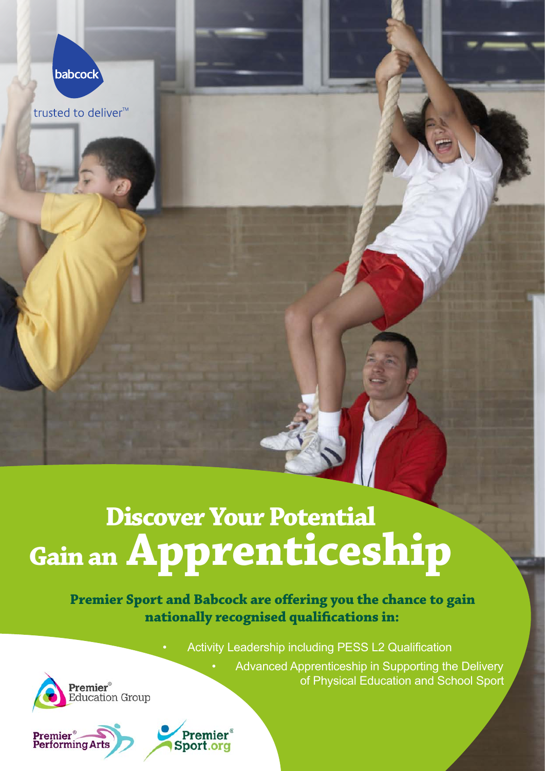babcock

trusted to deliver™

# Discover Your Potential
# Gain an Apprenticeship

**Premier Sport and Babcock are offering you the chance to gain nationally recognised qualifications in:**

- Activity Leadership including PESS L2 Qualification
- Advanced Apprenticeship in Supporting the Delivery of Physical Education and School Sport

Premier® Education Group

Premier® Performing Arts

Premier® Sport.org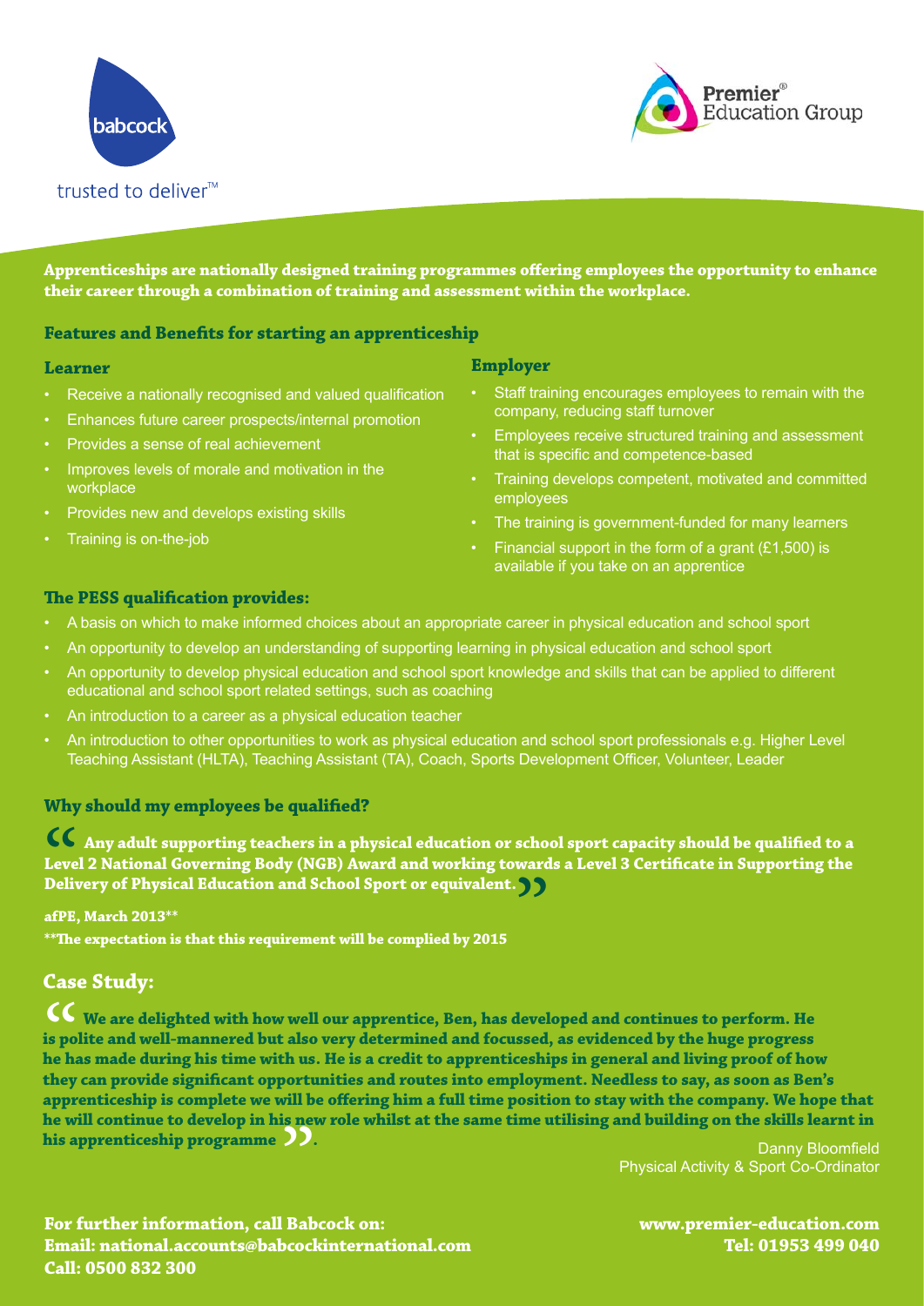babcock

trusted to deliver™

Premier® Education Group

**Apprenticeships are nationally designed training programmes offering employees the opportunity to enhance their career through a combination of training and assessment within the workplace.**

## Features and Benefits for starting an apprenticeship

### Learner

- Receive a nationally recognised and valued qualification
- Enhances future career prospects/internal promotion
- Provides a sense of real achievement
- Improves levels of morale and motivation in the workplace
- Provides new and develops existing skills
- Training is on-the-job

### Employer

- Staff training encourages employees to remain with the company, reducing staff turnover
- Employees receive structured training and assessment that is specific and competence-based
- Training develops competent, motivated and committed employees
- The training is government-funded for many learners
- Financial support in the form of a grant (£1,500) is available if you take on an apprentice

### The PESS qualification provides:

- A basis on which to make informed choices about an appropriate career in physical education and school sport
- An opportunity to develop an understanding of supporting learning in physical education and school sport
- An opportunity to develop physical education and school sport knowledge and skills that can be applied to different educational and school sport related settings, such as coaching
- An introduction to a career as a physical education teacher
- An introduction to other opportunities to work as physical education and school sport professionals e.g. Higher Level Teaching Assistant (HLTA), Teaching Assistant (TA), Coach, Sports Development Officer, Volunteer, Leader

### Why should my employees be qualified?

**“Any adult supporting teachers in a physical education or school sport capacity should be qualified to a Level 2 National Governing Body (NGB) Award and working towards a Level 3 Certificate in Supporting the Delivery of Physical Education and School Sport or equivalent.”**

**afPE, March 2013****

****The expectation is that this requirement will be complied by 2015**

## Case Study:

**“We are delighted with how well our apprentice, Ben, has developed and continues to perform. He is polite and well-mannered but also very determined and focussed, as evidenced by the huge progress he has made during his time with us. He is a credit to apprenticeships in general and living proof of how they can provide significant opportunities and routes into employment. Needless to say, as soon as Ben’s apprenticeship is complete we will be offering him a full time position to stay with the company. We hope that he will continue to develop in his new role whilst at the same time utilising and building on the skills learnt in his apprenticeship programme”.**

Danny Bloomfield
Physical Activity & Sport Co-Ordinator

**For further information, call Babcock on:**
**Email: national.accounts@babcockinternational.com**
**Call: 0500 832 300**

**www.premier-education.com**
**Tel: 01953 499 040**